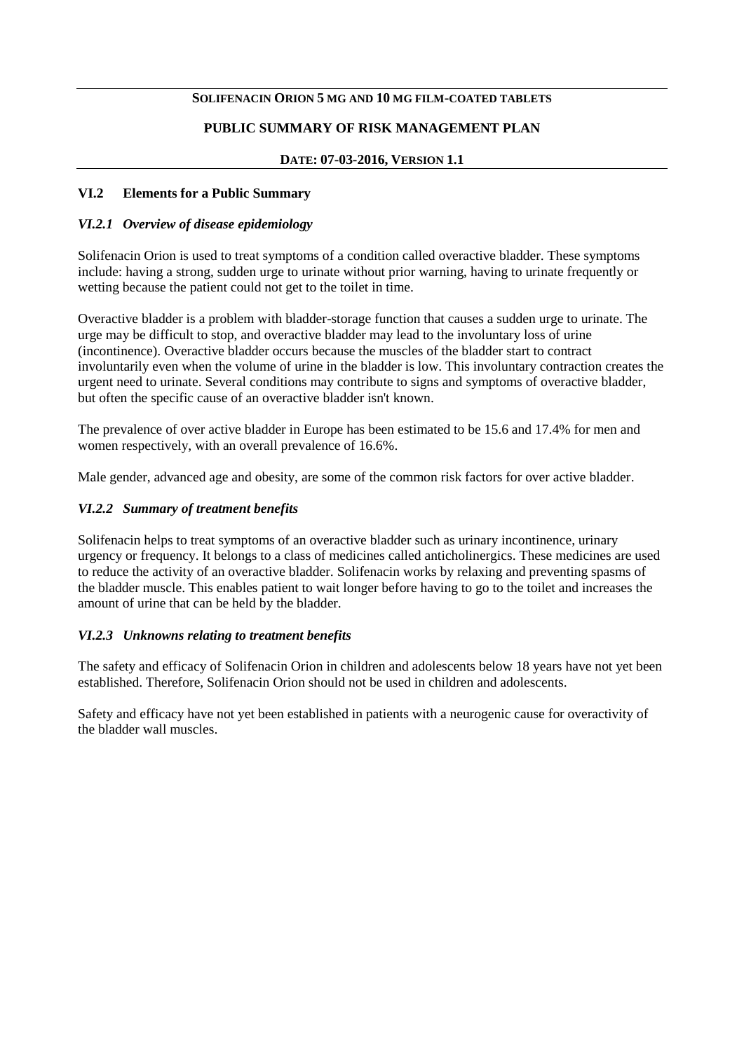**SOLIFENACIN ORION 5 MG AND 10 MG FILM-COATED TABLETS**

**PUBLIC SUMMARY OF RISK MANAGEMENT PLAN**

**DATE: 07-03-2016, VERSION 1.1**

## VI.2 Elements for a Public Summary

### *VI.2.1 Overview of disease epidemiology*

Solifenacin Orion is used to treat symptoms of a condition called overactive bladder. These symptoms include: having a strong, sudden urge to urinate without prior warning, having to urinate frequently or wetting because the patient could not get to the toilet in time.

Overactive bladder is a problem with bladder-storage function that causes a sudden urge to urinate. The urge may be difficult to stop, and overactive bladder may lead to the involuntary loss of urine (incontinence). Overactive bladder occurs because the muscles of the bladder start to contract involuntarily even when the volume of urine in the bladder is low. This involuntary contraction creates the urgent need to urinate. Several conditions may contribute to signs and symptoms of overactive bladder, but often the specific cause of an overactive bladder isn't known.

The prevalence of over active bladder in Europe has been estimated to be 15.6 and 17.4% for men and women respectively, with an overall prevalence of 16.6%.

Male gender, advanced age and obesity, are some of the common risk factors for over active bladder.

### *VI.2.2 Summary of treatment benefits*

Solifenacin helps to treat symptoms of an overactive bladder such as urinary incontinence, urinary urgency or frequency. It belongs to a class of medicines called anticholinergics. These medicines are used to reduce the activity of an overactive bladder. Solifenacin works by relaxing and preventing spasms of the bladder muscle. This enables patient to wait longer before having to go to the toilet and increases the amount of urine that can be held by the bladder.

### *VI.2.3 Unknowns relating to treatment benefits*

The safety and efficacy of Solifenacin Orion in children and adolescents below 18 years have not yet been established. Therefore, Solifenacin Orion should not be used in children and adolescents.

Safety and efficacy have not yet been established in patients with a neurogenic cause for overactivity of the bladder wall muscles.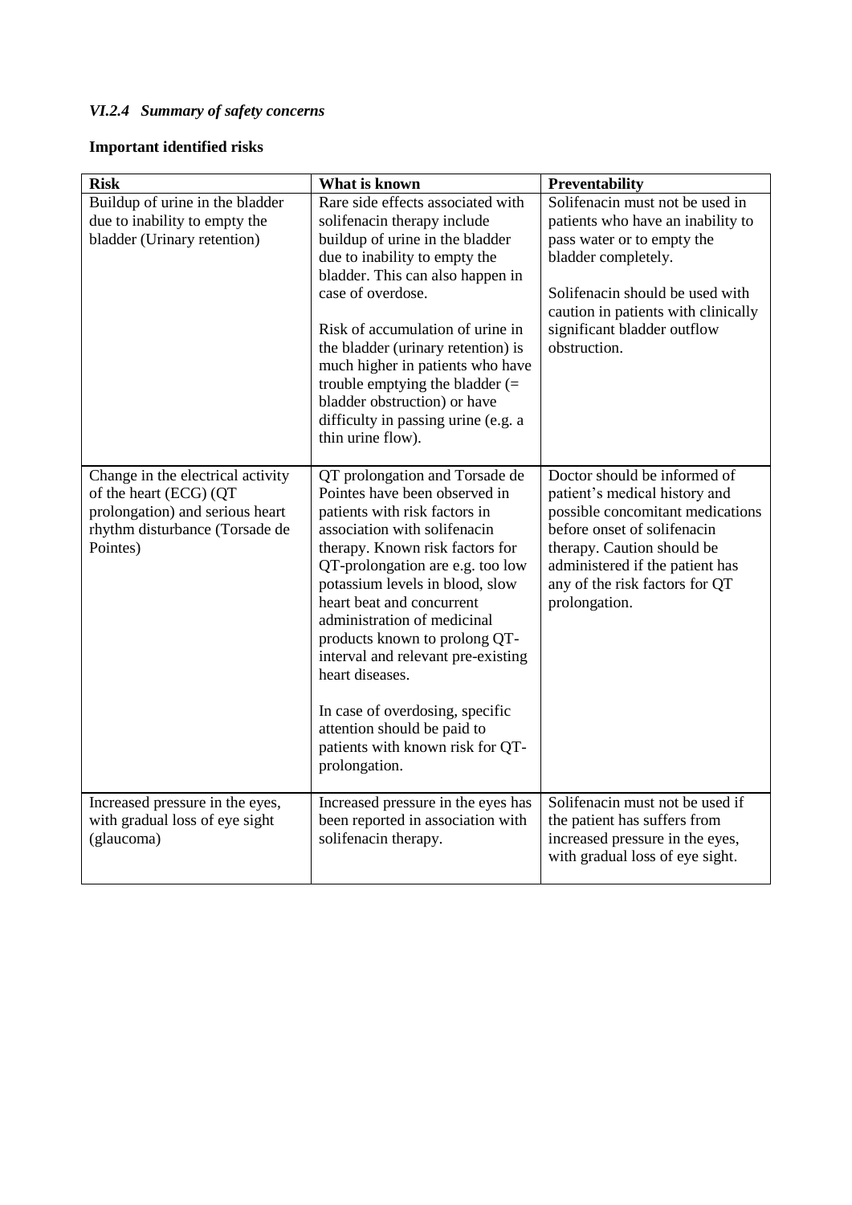### *VI.2.4 Summary of safety concerns*

**Important identified risks**

| **Risk** | **What is known** | **Preventability** |
| --- | --- | --- |
| Buildup of urine in the bladder due to inability to empty the bladder (Urinary retention) | Rare side effects associated with solifenacin therapy include buildup of urine in the bladder due to inability to empty the bladder. This can also happen in case of overdose.<br><br>Risk of accumulation of urine in the bladder (urinary retention) is much higher in patients who have trouble emptying the bladder (= bladder obstruction) or have difficulty in passing urine (e.g. a thin urine flow). | Solifenacin must not be used in patients who have an inability to pass water or to empty the bladder completely.<br><br>Solifenacin should be used with caution in patients with clinically significant bladder outflow obstruction. |
| Change in the electrical activity of the heart (ECG) (QT prolongation) and serious heart rhythm disturbance (Torsade de Pointes) | QT prolongation and Torsade de Pointes have been observed in patients with risk factors in association with solifenacin therapy. Known risk factors for QT-prolongation are e.g. too low potassium levels in blood, slow heart beat and concurrent administration of medicinal products known to prolong QT-interval and relevant pre-existing heart diseases.<br><br>In case of overdosing, specific attention should be paid to patients with known risk for QT-prolongation. | Doctor should be informed of patient's medical history and possible concomitant medications before onset of solifenacin therapy. Caution should be administered if the patient has any of the risk factors for QT prolongation. |
| Increased pressure in the eyes, with gradual loss of eye sight (glaucoma) | Increased pressure in the eyes has been reported in association with solifenacin therapy. | Solifenacin must not be used if the patient has suffers from increased pressure in the eyes, with gradual loss of eye sight. |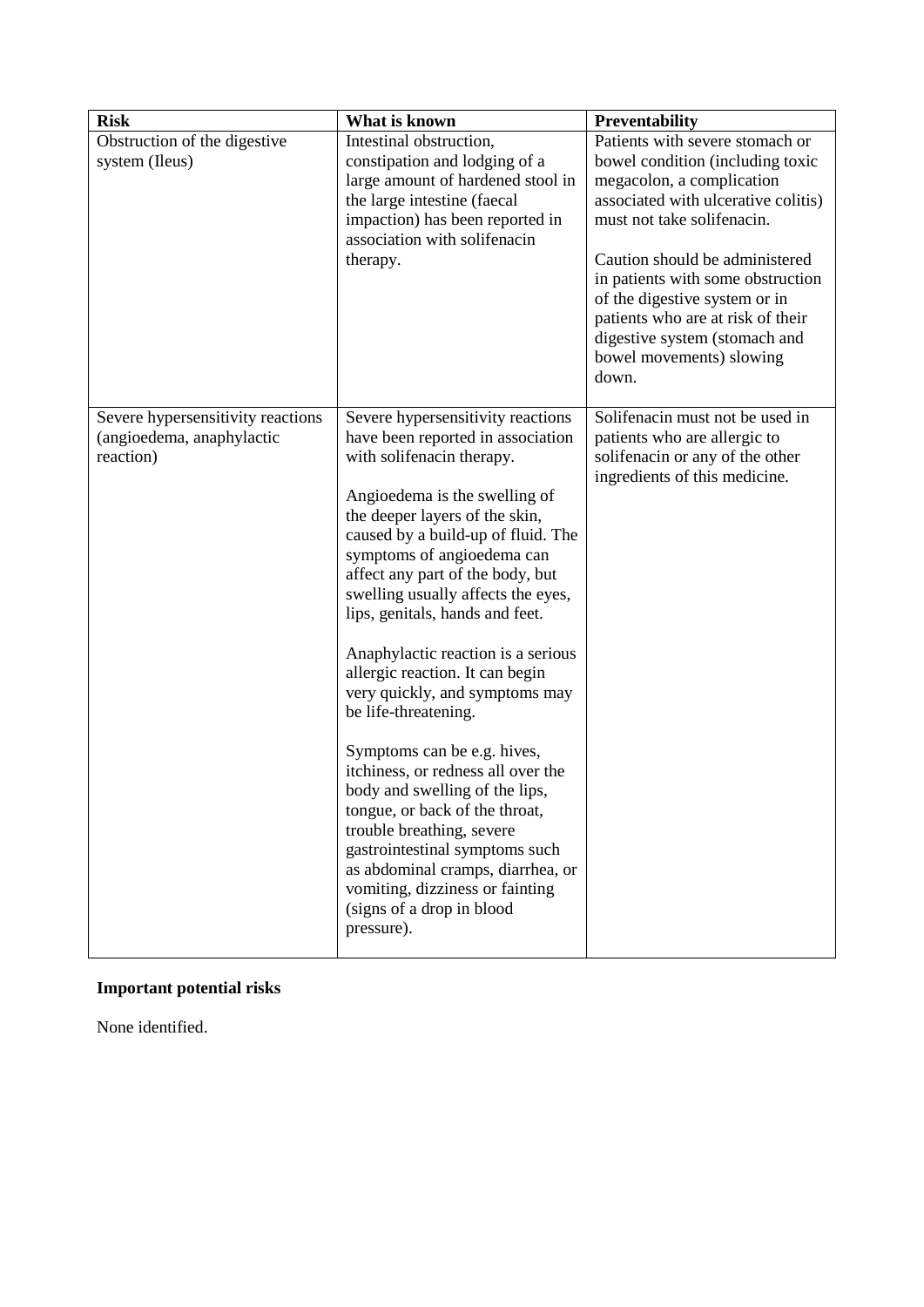| Risk | What is known | Preventability |
|---|---|---|
| Obstruction of the digestive system (Ileus) | Intestinal obstruction, constipation and lodging of a large amount of hardened stool in the large intestine (faecal impaction) has been reported in association with solifenacin therapy. | Patients with severe stomach or bowel condition (including toxic megacolon, a complication associated with ulcerative colitis) must not take solifenacin.<br><br>Caution should be administered in patients with some obstruction of the digestive system or in patients who are at risk of their digestive system (stomach and bowel movements) slowing down. |
| Severe hypersensitivity reactions (angioedema, anaphylactic reaction) | Severe hypersensitivity reactions have been reported in association with solifenacin therapy.<br><br>Angioedema is the swelling of the deeper layers of the skin, caused by a build-up of fluid. The symptoms of angioedema can affect any part of the body, but swelling usually affects the eyes, lips, genitals, hands and feet.<br><br>Anaphylactic reaction is a serious allergic reaction. It can begin very quickly, and symptoms may be life-threatening.<br><br>Symptoms can be e.g. hives, itchiness, or redness all over the body and swelling of the lips, tongue, or back of the throat, trouble breathing, severe gastrointestinal symptoms such as abdominal cramps, diarrhea, or vomiting, dizziness or fainting (signs of a drop in blood pressure). | Solifenacin must not be used in patients who are allergic to solifenacin or any of the other ingredients of this medicine. |

**Important potential risks**

None identified.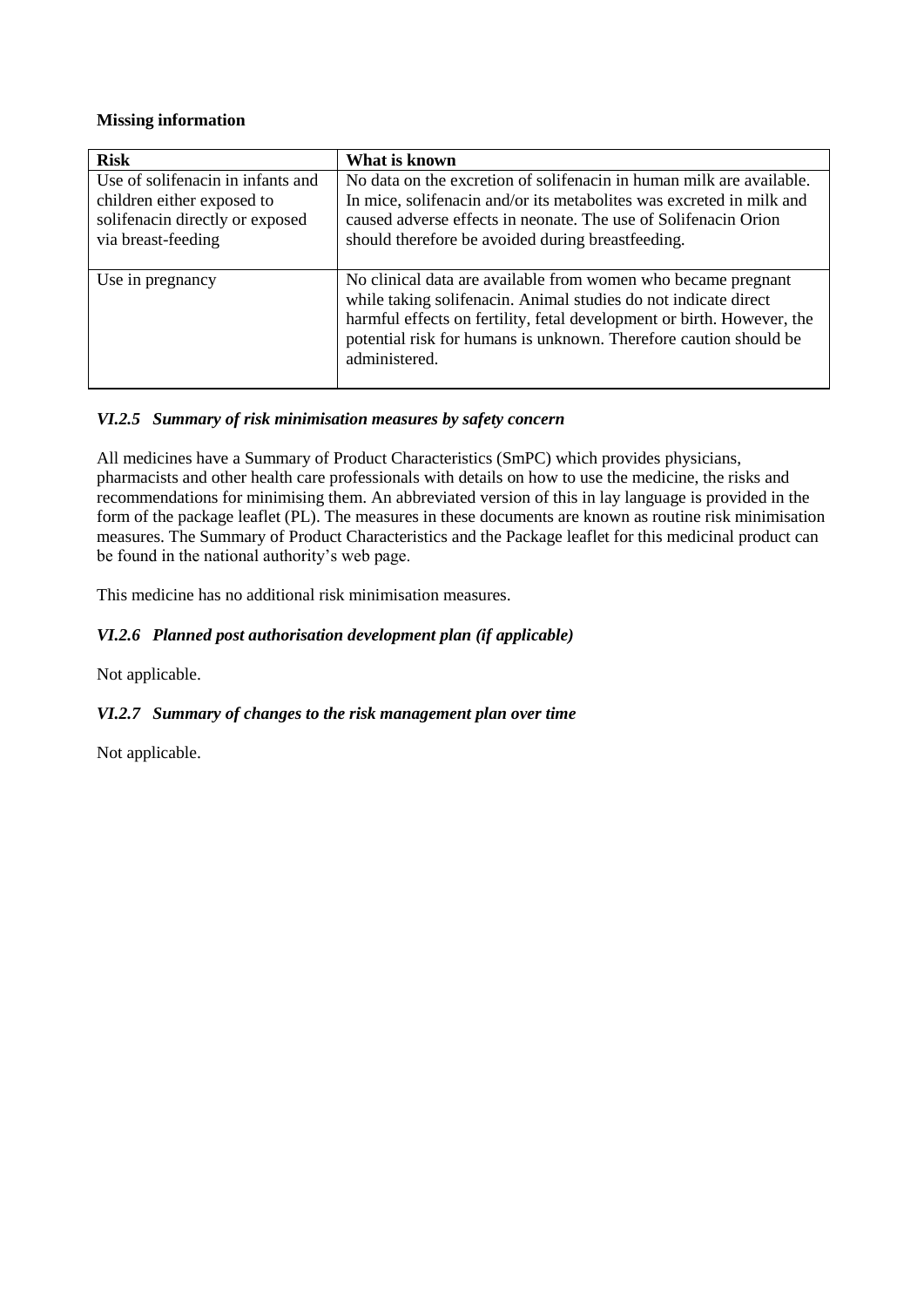**Missing information**

| Risk | What is known |
| --- | --- |
| Use of solifenacin in infants and children either exposed to solifenacin directly or exposed via breast-feeding | No data on the excretion of solifenacin in human milk are available. In mice, solifenacin and/or its metabolites was excreted in milk and caused adverse effects in neonate. The use of Solifenacin Orion should therefore be avoided during breastfeeding. |
| Use in pregnancy | No clinical data are available from women who became pregnant while taking solifenacin. Animal studies do not indicate direct harmful effects on fertility, fetal development or birth. However, the potential risk for humans is unknown. Therefore caution should be administered. |

### *VI.2.5 Summary of risk minimisation measures by safety concern*

All medicines have a Summary of Product Characteristics (SmPC) which provides physicians, pharmacists and other health care professionals with details on how to use the medicine, the risks and recommendations for minimising them. An abbreviated version of this in lay language is provided in the form of the package leaflet (PL). The measures in these documents are known as routine risk minimisation measures. The Summary of Product Characteristics and the Package leaflet for this medicinal product can be found in the national authority's web page.

This medicine has no additional risk minimisation measures.

### *VI.2.6 Planned post authorisation development plan (if applicable)*

Not applicable.

### *VI.2.7 Summary of changes to the risk management plan over time*

Not applicable.